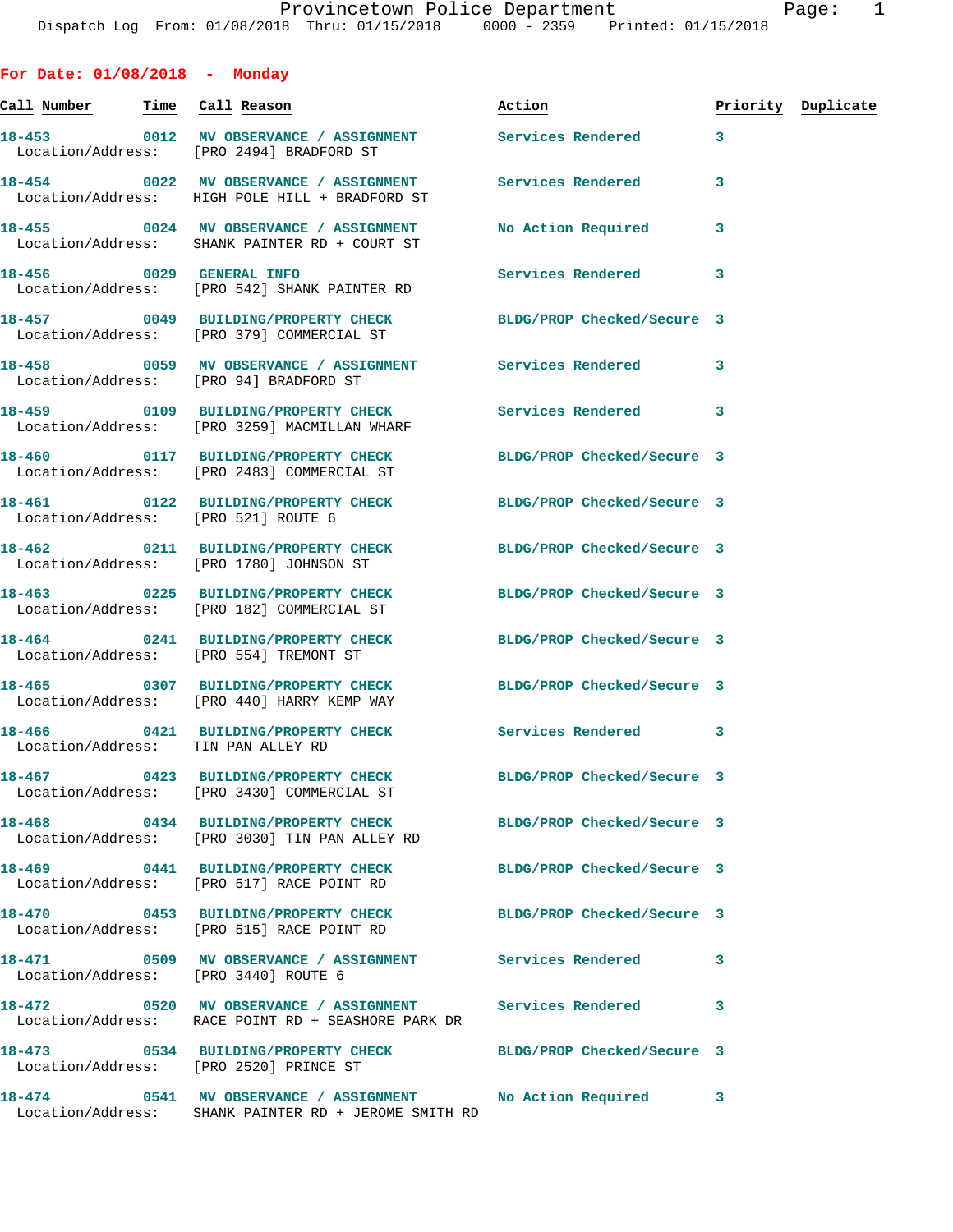# Provincetown Police Department

Dispatch Log From: 01/08/2018 Thru: 01/15/2018 0000 - 2359 Printed: 01/15/2018

## For Date: 01/08/2018 - Monday

| Call Number | Time | Call Reason | Action | Priority | Duplicate |
|---|---|---|---|---|---|
| 18-453 | 0012 | MV OBSERVANCE / ASSIGNMENT | Services Rendered | 3 | |
| Location/Address: | | [PRO 2494] BRADFORD ST | | | |
| 18-454 | 0022 | MV OBSERVANCE / ASSIGNMENT | Services Rendered | 3 | |
| Location/Address: | | HIGH POLE HILL + BRADFORD ST | | | |
| 18-455 | 0024 | MV OBSERVANCE / ASSIGNMENT | No Action Required | 3 | |
| Location/Address: | | SHANK PAINTER RD + COURT ST | | | |
| 18-456 | 0029 | GENERAL INFO | Services Rendered | 3 | |
| Location/Address: | | [PRO 542] SHANK PAINTER RD | | | |
| 18-457 | 0049 | BUILDING/PROPERTY CHECK | BLDG/PROP Checked/Secure | 3 | |
| Location/Address: | | [PRO 379] COMMERCIAL ST | | | |
| 18-458 | 0059 | MV OBSERVANCE / ASSIGNMENT | Services Rendered | 3 | |
| Location/Address: | | [PRO 94] BRADFORD ST | | | |
| 18-459 | 0109 | BUILDING/PROPERTY CHECK | Services Rendered | 3 | |
| Location/Address: | | [PRO 3259] MACMILLAN WHARF | | | |
| 18-460 | 0117 | BUILDING/PROPERTY CHECK | BLDG/PROP Checked/Secure | 3 | |
| Location/Address: | | [PRO 2483] COMMERCIAL ST | | | |
| 18-461 | 0122 | BUILDING/PROPERTY CHECK | BLDG/PROP Checked/Secure | 3 | |
| Location/Address: | | [PRO 521] ROUTE 6 | | | |
| 18-462 | 0211 | BUILDING/PROPERTY CHECK | BLDG/PROP Checked/Secure | 3 | |
| Location/Address: | | [PRO 1780] JOHNSON ST | | | |
| 18-463 | 0225 | BUILDING/PROPERTY CHECK | BLDG/PROP Checked/Secure | 3 | |
| Location/Address: | | [PRO 182] COMMERCIAL ST | | | |
| 18-464 | 0241 | BUILDING/PROPERTY CHECK | BLDG/PROP Checked/Secure | 3 | |
| Location/Address: | | [PRO 554] TREMONT ST | | | |
| 18-465 | 0307 | BUILDING/PROPERTY CHECK | BLDG/PROP Checked/Secure | 3 | |
| Location/Address: | | [PRO 440] HARRY KEMP WAY | | | |
| 18-466 | 0421 | BUILDING/PROPERTY CHECK | Services Rendered | 3 | |
| Location/Address: | | TIN PAN ALLEY RD | | | |
| 18-467 | 0423 | BUILDING/PROPERTY CHECK | BLDG/PROP Checked/Secure | 3 | |
| Location/Address: | | [PRO 3430] COMMERCIAL ST | | | |
| 18-468 | 0434 | BUILDING/PROPERTY CHECK | BLDG/PROP Checked/Secure | 3 | |
| Location/Address: | | [PRO 3030] TIN PAN ALLEY RD | | | |
| 18-469 | 0441 | BUILDING/PROPERTY CHECK | BLDG/PROP Checked/Secure | 3 | |
| Location/Address: | | [PRO 517] RACE POINT RD | | | |
| 18-470 | 0453 | BUILDING/PROPERTY CHECK | BLDG/PROP Checked/Secure | 3 | |
| Location/Address: | | [PRO 515] RACE POINT RD | | | |
| 18-471 | 0509 | MV OBSERVANCE / ASSIGNMENT | Services Rendered | 3 | |
| Location/Address: | | [PRO 3440] ROUTE 6 | | | |
| 18-472 | 0520 | MV OBSERVANCE / ASSIGNMENT | Services Rendered | 3 | |
| Location/Address: | | RACE POINT RD + SEASHORE PARK DR | | | |
| 18-473 | 0534 | BUILDING/PROPERTY CHECK | BLDG/PROP Checked/Secure | 3 | |
| Location/Address: | | [PRO 2520] PRINCE ST | | | |
| 18-474 | 0541 | MV OBSERVANCE / ASSIGNMENT | No Action Required | 3 | |
| Location/Address: | | SHANK PAINTER RD + JEROME SMITH RD | | | |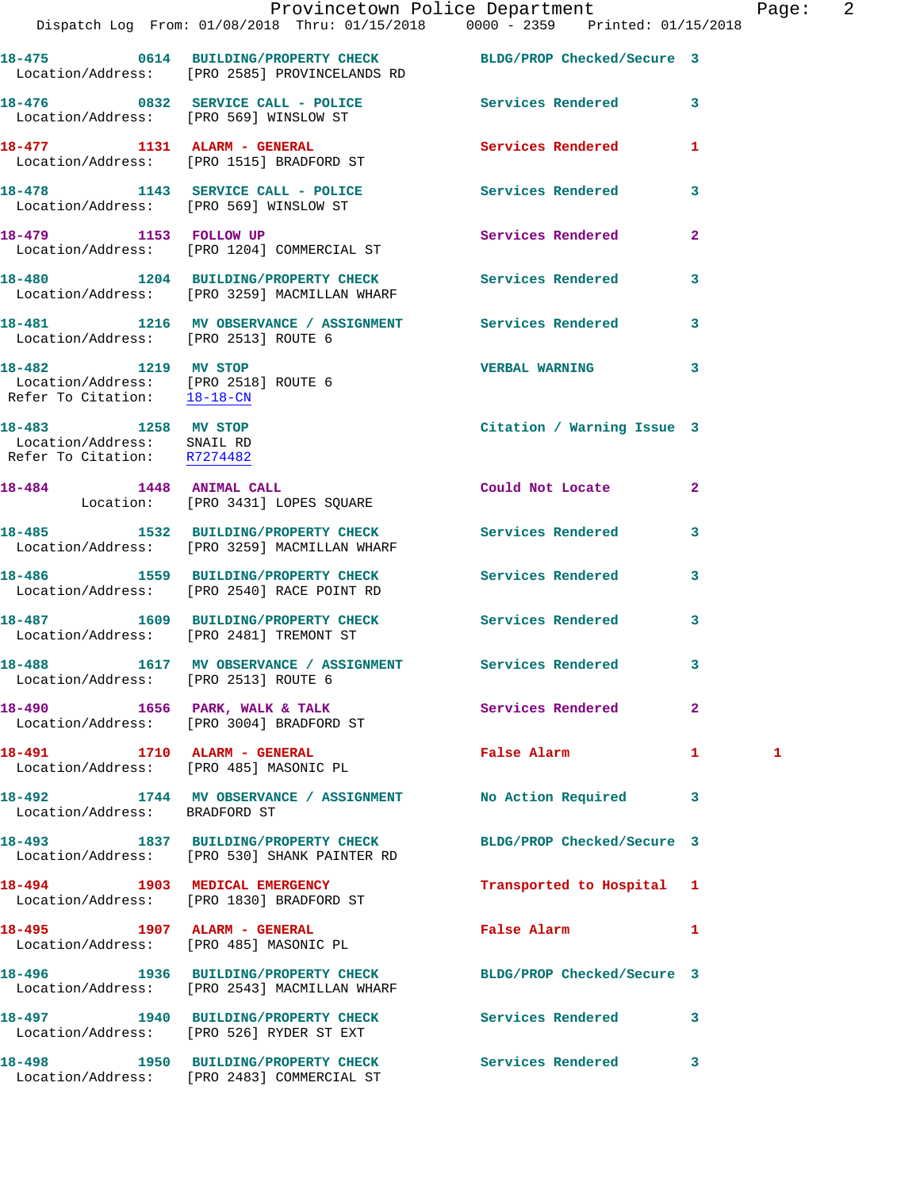| Call # | Time | Call Reason | Action | Priority | |
|---|---|---|---|---|---|
| 18-475 | 0614 | BUILDING/PROPERTY CHECK | BLDG/PROP Checked/Secure | 3 | |
| Location/Address: | | [PRO 2585] PROVINCELANDS RD | | | |
| 18-476 | 0832 | SERVICE CALL - POLICE | Services Rendered | 3 | |
| Location/Address: | | [PRO 569] WINSLOW ST | | | |
| 18-477 | 1131 | ALARM - GENERAL | Services Rendered | 1 | |
| Location/Address: | | [PRO 1515] BRADFORD ST | | | |
| 18-478 | 1143 | SERVICE CALL - POLICE | Services Rendered | 3 | |
| Location/Address: | | [PRO 569] WINSLOW ST | | | |
| 18-479 | 1153 | FOLLOW UP | Services Rendered | 2 | |
| Location/Address: | | [PRO 1204] COMMERCIAL ST | | | |
| 18-480 | 1204 | BUILDING/PROPERTY CHECK | Services Rendered | 3 | |
| Location/Address: | | [PRO 3259] MACMILLAN WHARF | | | |
| 18-481 | 1216 | MV OBSERVANCE / ASSIGNMENT | Services Rendered | 3 | |
| Location/Address: | | [PRO 2513] ROUTE 6 | | | |
| 18-482 | 1219 | MV STOP | VERBAL WARNING | 3 | |
| Location/Address: | | [PRO 2518] ROUTE 6 | | | |
| Refer To Citation: | | 18-18-CN | | | |
| 18-483 | 1258 | MV STOP | Citation / Warning Issue | 3 | |
| Location/Address: | | SNAIL RD | | | |
| Refer To Citation: | | R7274482 | | | |
| 18-484 | 1448 | ANIMAL CALL | Could Not Locate | 2 | |
| Location: | | [PRO 3431] LOPES SQUARE | | | |
| 18-485 | 1532 | BUILDING/PROPERTY CHECK | Services Rendered | 3 | |
| Location/Address: | | [PRO 3259] MACMILLAN WHARF | | | |
| 18-486 | 1559 | BUILDING/PROPERTY CHECK | Services Rendered | 3 | |
| Location/Address: | | [PRO 2540] RACE POINT RD | | | |
| 18-487 | 1609 | BUILDING/PROPERTY CHECK | Services Rendered | 3 | |
| Location/Address: | | [PRO 2481] TREMONT ST | | | |
| 18-488 | 1617 | MV OBSERVANCE / ASSIGNMENT | Services Rendered | 3 | |
| Location/Address: | | [PRO 2513] ROUTE 6 | | | |
| 18-490 | 1656 | PARK, WALK & TALK | Services Rendered | 2 | |
| Location/Address: | | [PRO 3004] BRADFORD ST | | | |
| 18-491 | 1710 | ALARM - GENERAL | False Alarm | 1 | 1 |
| Location/Address: | | [PRO 485] MASONIC PL | | | |
| 18-492 | 1744 | MV OBSERVANCE / ASSIGNMENT | No Action Required | 3 | |
| Location/Address: | | BRADFORD ST | | | |
| 18-493 | 1837 | BUILDING/PROPERTY CHECK | BLDG/PROP Checked/Secure | 3 | |
| Location/Address: | | [PRO 530] SHANK PAINTER RD | | | |
| 18-494 | 1903 | MEDICAL EMERGENCY | Transported to Hospital | 1 | |
| Location/Address: | | [PRO 1830] BRADFORD ST | | | |
| 18-495 | 1907 | ALARM - GENERAL | False Alarm | 1 | |
| Location/Address: | | [PRO 485] MASONIC PL | | | |
| 18-496 | 1936 | BUILDING/PROPERTY CHECK | BLDG/PROP Checked/Secure | 3 | |
| Location/Address: | | [PRO 2543] MACMILLAN WHARF | | | |
| 18-497 | 1940 | BUILDING/PROPERTY CHECK | Services Rendered | 3 | |
| Location/Address: | | [PRO 526] RYDER ST EXT | | | |
| 18-498 | 1950 | BUILDING/PROPERTY CHECK | Services Rendered | 3 | |
| Location/Address: | | [PRO 2483] COMMERCIAL ST | | | |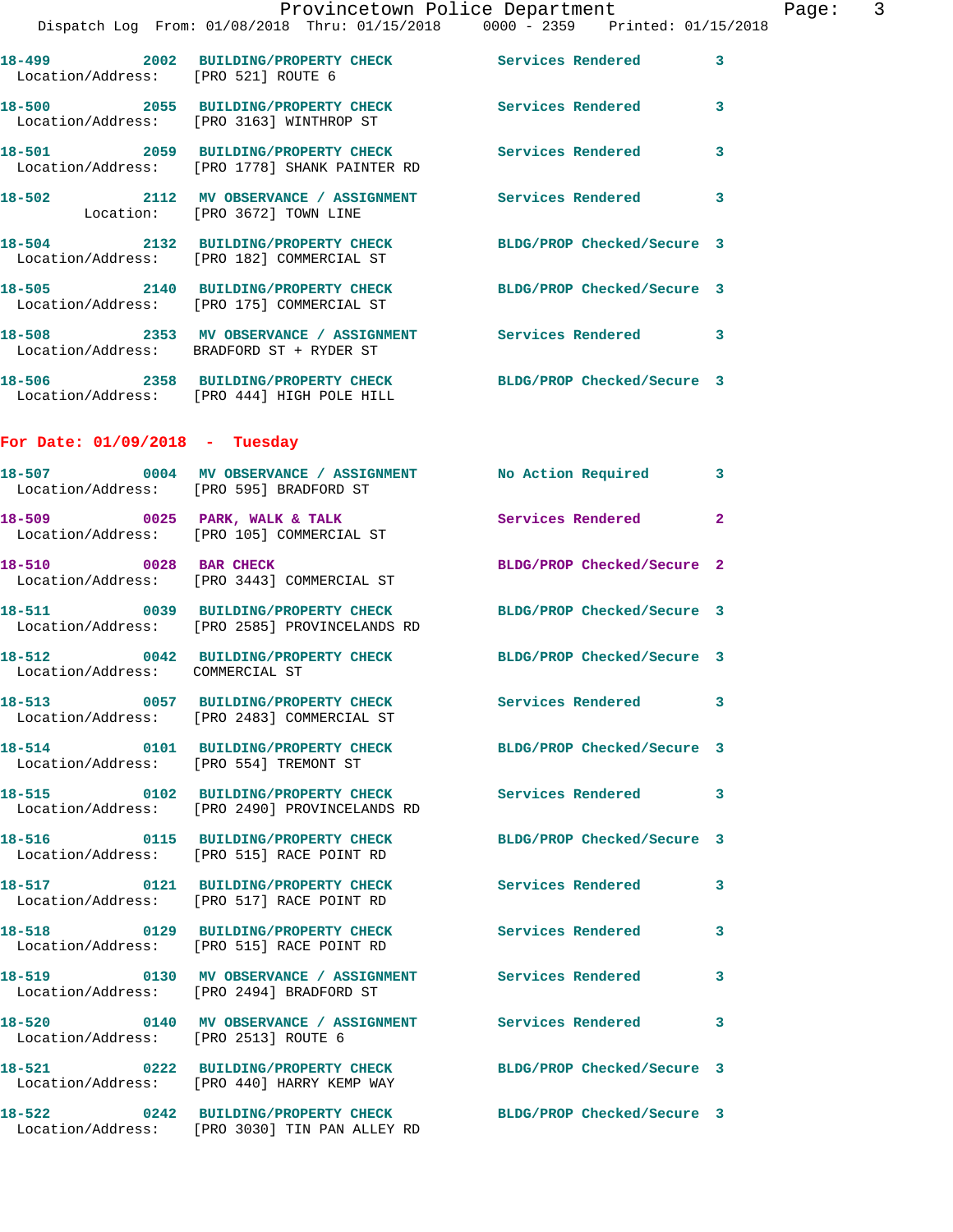18-499 2002 BUILDING/PROPERTY CHECK Services Rendered 3
Location/Address: [PRO 521] ROUTE 6

18-500 2055 BUILDING/PROPERTY CHECK Services Rendered 3
Location/Address: [PRO 3163] WINTHROP ST

18-501 2059 BUILDING/PROPERTY CHECK Services Rendered 3
Location/Address: [PRO 1778] SHANK PAINTER RD

18-502 2112 MV OBSERVANCE / ASSIGNMENT Services Rendered 3
Location: [PRO 3672] TOWN LINE

18-504 2132 BUILDING/PROPERTY CHECK BLDG/PROP Checked/Secure 3
Location/Address: [PRO 182] COMMERCIAL ST

18-505 2140 BUILDING/PROPERTY CHECK BLDG/PROP Checked/Secure 3
Location/Address: [PRO 175] COMMERCIAL ST

18-508 2353 MV OBSERVANCE / ASSIGNMENT Services Rendered 3
Location/Address: BRADFORD ST + RYDER ST

18-506 2358 BUILDING/PROPERTY CHECK BLDG/PROP Checked/Secure 3
Location/Address: [PRO 444] HIGH POLE HILL

**For Date: 01/09/2018 - Tuesday**

18-507 0004 MV OBSERVANCE / ASSIGNMENT No Action Required 3
Location/Address: [PRO 595] BRADFORD ST

18-509 0025 PARK, WALK & TALK Services Rendered 2
Location/Address: [PRO 105] COMMERCIAL ST

18-510 0028 BAR CHECK BLDG/PROP Checked/Secure 2
Location/Address: [PRO 3443] COMMERCIAL ST

18-511 0039 BUILDING/PROPERTY CHECK BLDG/PROP Checked/Secure 3
Location/Address: [PRO 2585] PROVINCELANDS RD

18-512 0042 BUILDING/PROPERTY CHECK BLDG/PROP Checked/Secure 3
Location/Address: COMMERCIAL ST

18-513 0057 BUILDING/PROPERTY CHECK Services Rendered 3
Location/Address: [PRO 2483] COMMERCIAL ST

18-514 0101 BUILDING/PROPERTY CHECK BLDG/PROP Checked/Secure 3
Location/Address: [PRO 554] TREMONT ST

18-515 0102 BUILDING/PROPERTY CHECK Services Rendered 3
Location/Address: [PRO 2490] PROVINCELANDS RD

18-516 0115 BUILDING/PROPERTY CHECK BLDG/PROP Checked/Secure 3
Location/Address: [PRO 515] RACE POINT RD

18-517 0121 BUILDING/PROPERTY CHECK Services Rendered 3
Location/Address: [PRO 517] RACE POINT RD

18-518 0129 BUILDING/PROPERTY CHECK Services Rendered 3
Location/Address: [PRO 515] RACE POINT RD

18-519 0130 MV OBSERVANCE / ASSIGNMENT Services Rendered 3
Location/Address: [PRO 2494] BRADFORD ST

18-520 0140 MV OBSERVANCE / ASSIGNMENT Services Rendered 3
Location/Address: [PRO 2513] ROUTE 6

18-521 0222 BUILDING/PROPERTY CHECK BLDG/PROP Checked/Secure 3
Location/Address: [PRO 440] HARRY KEMP WAY

18-522 0242 BUILDING/PROPERTY CHECK BLDG/PROP Checked/Secure 3
Location/Address: [PRO 3030] TIN PAN ALLEY RD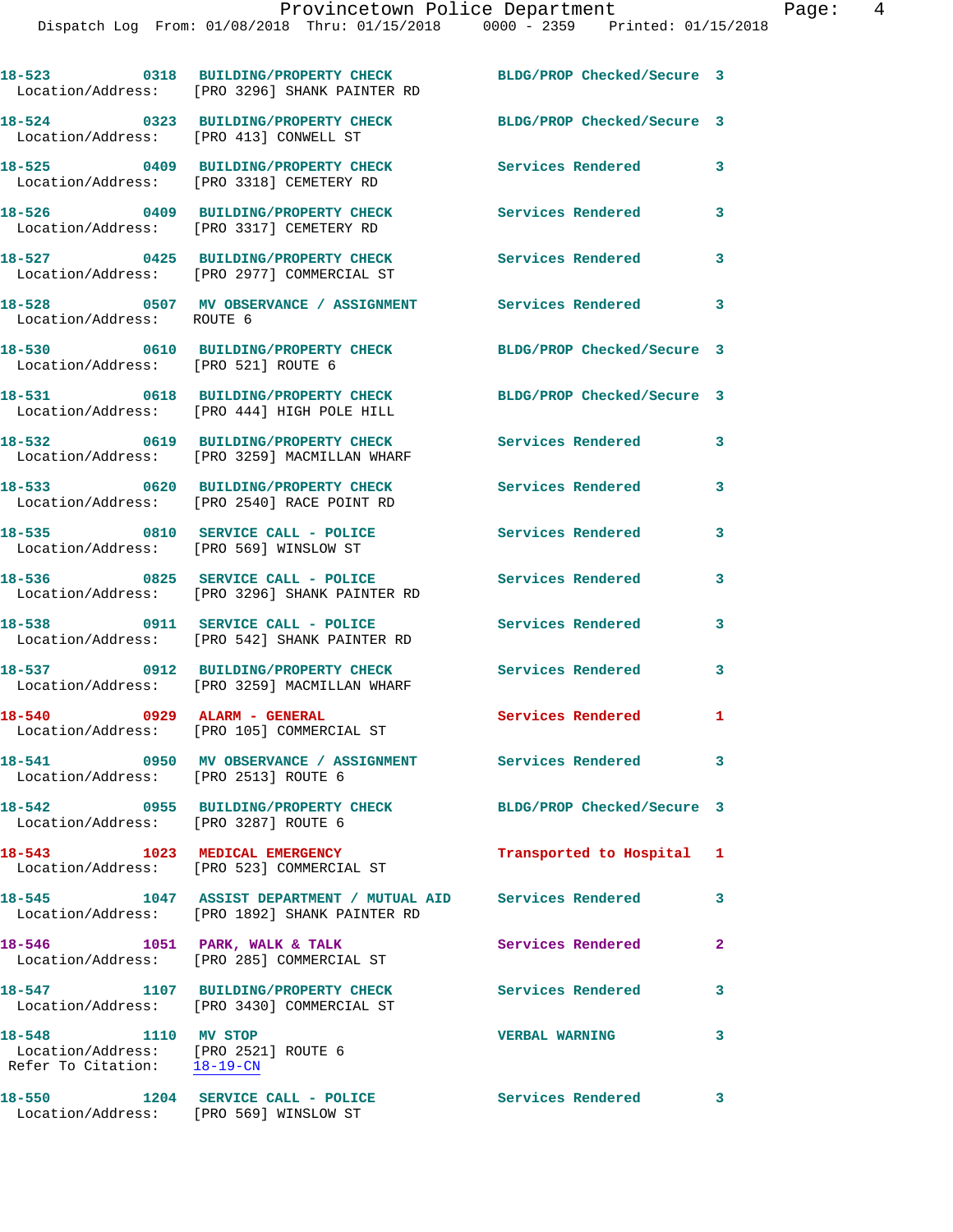| Call Number | Time | Call Reason | Action | Priority |
|---|---|---|---|---|
| 18-523 | 0318 | BUILDING/PROPERTY CHECK | BLDG/PROP Checked/Secure | 3 |
| Location/Address: | | [PRO 3296] SHANK PAINTER RD | | |
| 18-524 | 0323 | BUILDING/PROPERTY CHECK | BLDG/PROP Checked/Secure | 3 |
| Location/Address: | | [PRO 413] CONWELL ST | | |
| 18-525 | 0409 | BUILDING/PROPERTY CHECK | Services Rendered | 3 |
| Location/Address: | | [PRO 3318] CEMETERY RD | | |
| 18-526 | 0409 | BUILDING/PROPERTY CHECK | Services Rendered | 3 |
| Location/Address: | | [PRO 3317] CEMETERY RD | | |
| 18-527 | 0425 | BUILDING/PROPERTY CHECK | Services Rendered | 3 |
| Location/Address: | | [PRO 2977] COMMERCIAL ST | | |
| 18-528 | 0507 | MV OBSERVANCE / ASSIGNMENT | Services Rendered | 3 |
| Location/Address: | | ROUTE 6 | | |
| 18-530 | 0610 | BUILDING/PROPERTY CHECK | BLDG/PROP Checked/Secure | 3 |
| Location/Address: | | [PRO 521] ROUTE 6 | | |
| 18-531 | 0618 | BUILDING/PROPERTY CHECK | BLDG/PROP Checked/Secure | 3 |
| Location/Address: | | [PRO 444] HIGH POLE HILL | | |
| 18-532 | 0619 | BUILDING/PROPERTY CHECK | Services Rendered | 3 |
| Location/Address: | | [PRO 3259] MACMILLAN WHARF | | |
| 18-533 | 0620 | BUILDING/PROPERTY CHECK | Services Rendered | 3 |
| Location/Address: | | [PRO 2540] RACE POINT RD | | |
| 18-535 | 0810 | SERVICE CALL - POLICE | Services Rendered | 3 |
| Location/Address: | | [PRO 569] WINSLOW ST | | |
| 18-536 | 0825 | SERVICE CALL - POLICE | Services Rendered | 3 |
| Location/Address: | | [PRO 3296] SHANK PAINTER RD | | |
| 18-538 | 0911 | SERVICE CALL - POLICE | Services Rendered | 3 |
| Location/Address: | | [PRO 542] SHANK PAINTER RD | | |
| 18-537 | 0912 | BUILDING/PROPERTY CHECK | Services Rendered | 3 |
| Location/Address: | | [PRO 3259] MACMILLAN WHARF | | |
| 18-540 | 0929 | ALARM - GENERAL | Services Rendered | 1 |
| Location/Address: | | [PRO 105] COMMERCIAL ST | | |
| 18-541 | 0950 | MV OBSERVANCE / ASSIGNMENT | Services Rendered | 3 |
| Location/Address: | | [PRO 2513] ROUTE 6 | | |
| 18-542 | 0955 | BUILDING/PROPERTY CHECK | BLDG/PROP Checked/Secure | 3 |
| Location/Address: | | [PRO 3287] ROUTE 6 | | |
| 18-543 | 1023 | MEDICAL EMERGENCY | Transported to Hospital | 1 |
| Location/Address: | | [PRO 523] COMMERCIAL ST | | |
| 18-545 | 1047 | ASSIST DEPARTMENT / MUTUAL AID | Services Rendered | 3 |
| Location/Address: | | [PRO 1892] SHANK PAINTER RD | | |
| 18-546 | 1051 | PARK, WALK & TALK | Services Rendered | 2 |
| Location/Address: | | [PRO 285] COMMERCIAL ST | | |
| 18-547 | 1107 | BUILDING/PROPERTY CHECK | Services Rendered | 3 |
| Location/Address: | | [PRO 3430] COMMERCIAL ST | | |
| 18-548 | 1110 | MV STOP | VERBAL WARNING | 3 |
| Location/Address: | | [PRO 2521] ROUTE 6 | | |
| Refer To Citation: | | 18-19-CN | | |
| 18-550 | 1204 | SERVICE CALL - POLICE | Services Rendered | 3 |
| Location/Address: | | [PRO 569] WINSLOW ST | | |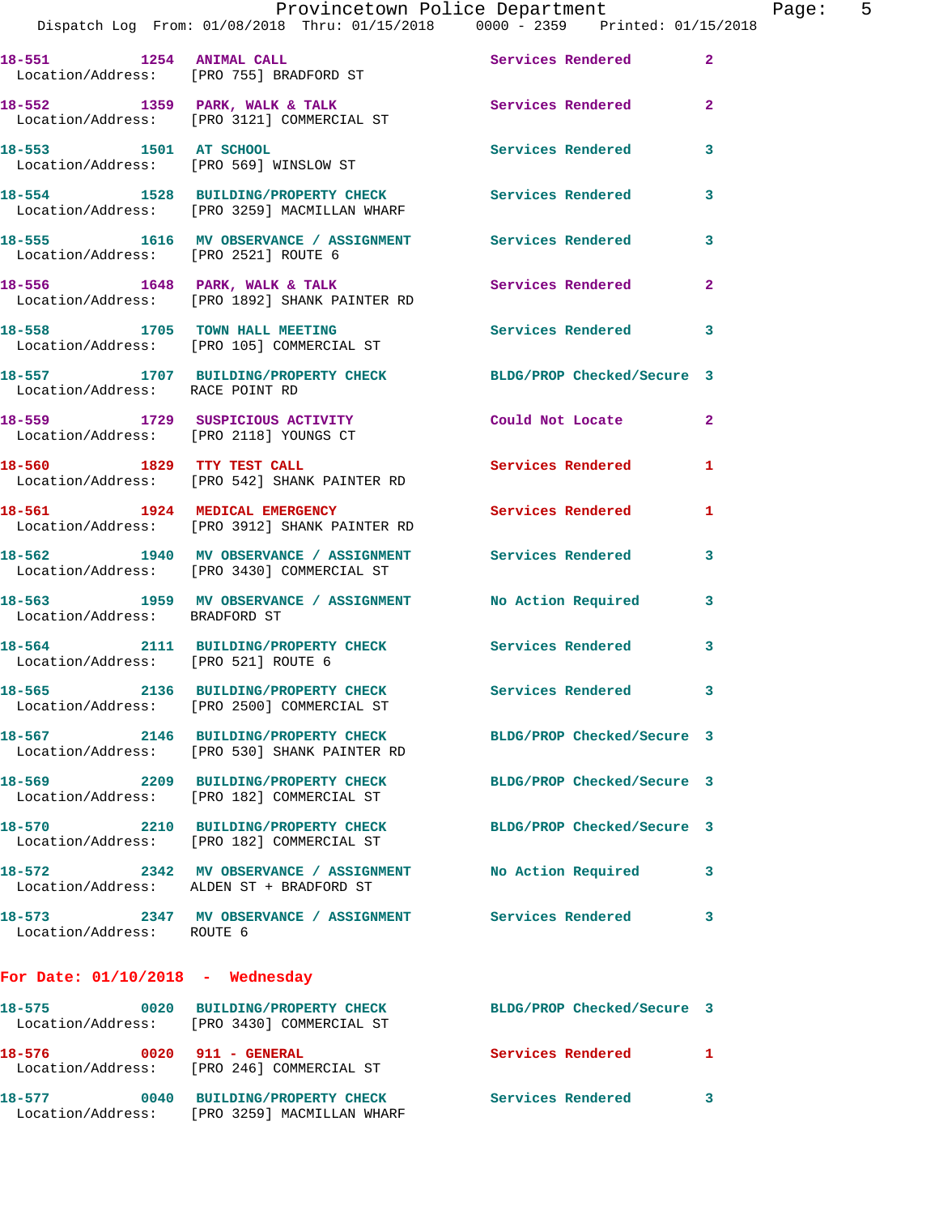18-551 1254 **ANIMAL CALL** Services Rendered 2
Location/Address: [PRO 755] BRADFORD ST

18-552 1359 **PARK, WALK & TALK** Services Rendered 2
Location/Address: [PRO 3121] COMMERCIAL ST

18-553 1501 **AT SCHOOL** Services Rendered 3
Location/Address: [PRO 569] WINSLOW ST

18-554 1528 **BUILDING/PROPERTY CHECK** Services Rendered 3
Location/Address: [PRO 3259] MACMILLAN WHARF

18-555 1616 **MV OBSERVANCE / ASSIGNMENT** Services Rendered 3
Location/Address: [PRO 2521] ROUTE 6

18-556 1648 **PARK, WALK & TALK** Services Rendered 2
Location/Address: [PRO 1892] SHANK PAINTER RD

18-558 1705 **TOWN HALL MEETING** Services Rendered 3
Location/Address: [PRO 105] COMMERCIAL ST

18-557 1707 **BUILDING/PROPERTY CHECK** BLDG/PROP Checked/Secure 3
Location/Address: RACE POINT RD

18-559 1729 **SUSPICIOUS ACTIVITY** Could Not Locate 2
Location/Address: [PRO 2118] YOUNGS CT

18-560 1829 **TTY TEST CALL** Services Rendered 1
Location/Address: [PRO 542] SHANK PAINTER RD

18-561 1924 **MEDICAL EMERGENCY** Services Rendered 1
Location/Address: [PRO 3912] SHANK PAINTER RD

18-562 1940 **MV OBSERVANCE / ASSIGNMENT** Services Rendered 3
Location/Address: [PRO 3430] COMMERCIAL ST

18-563 1959 **MV OBSERVANCE / ASSIGNMENT** No Action Required 3
Location/Address: BRADFORD ST

18-564 2111 **BUILDING/PROPERTY CHECK** Services Rendered 3
Location/Address: [PRO 521] ROUTE 6

18-565 2136 **BUILDING/PROPERTY CHECK** Services Rendered 3
Location/Address: [PRO 2500] COMMERCIAL ST

18-567 2146 **BUILDING/PROPERTY CHECK** BLDG/PROP Checked/Secure 3
Location/Address: [PRO 530] SHANK PAINTER RD

18-569 2209 **BUILDING/PROPERTY CHECK** BLDG/PROP Checked/Secure 3
Location/Address: [PRO 182] COMMERCIAL ST

18-570 2210 **BUILDING/PROPERTY CHECK** BLDG/PROP Checked/Secure 3
Location/Address: [PRO 182] COMMERCIAL ST

18-572 2342 **MV OBSERVANCE / ASSIGNMENT** No Action Required 3
Location/Address: ALDEN ST + BRADFORD ST

18-573 2347 **MV OBSERVANCE / ASSIGNMENT** Services Rendered 3
Location/Address: ROUTE 6

## For Date: 01/10/2018 - Wednesday

18-575 0020 **BUILDING/PROPERTY CHECK** BLDG/PROP Checked/Secure 3
Location/Address: [PRO 3430] COMMERCIAL ST

18-576 0020 **911 - GENERAL** Services Rendered 1
Location/Address: [PRO 246] COMMERCIAL ST

18-577 0040 **BUILDING/PROPERTY CHECK** Services Rendered 3
Location/Address: [PRO 3259] MACMILLAN WHARF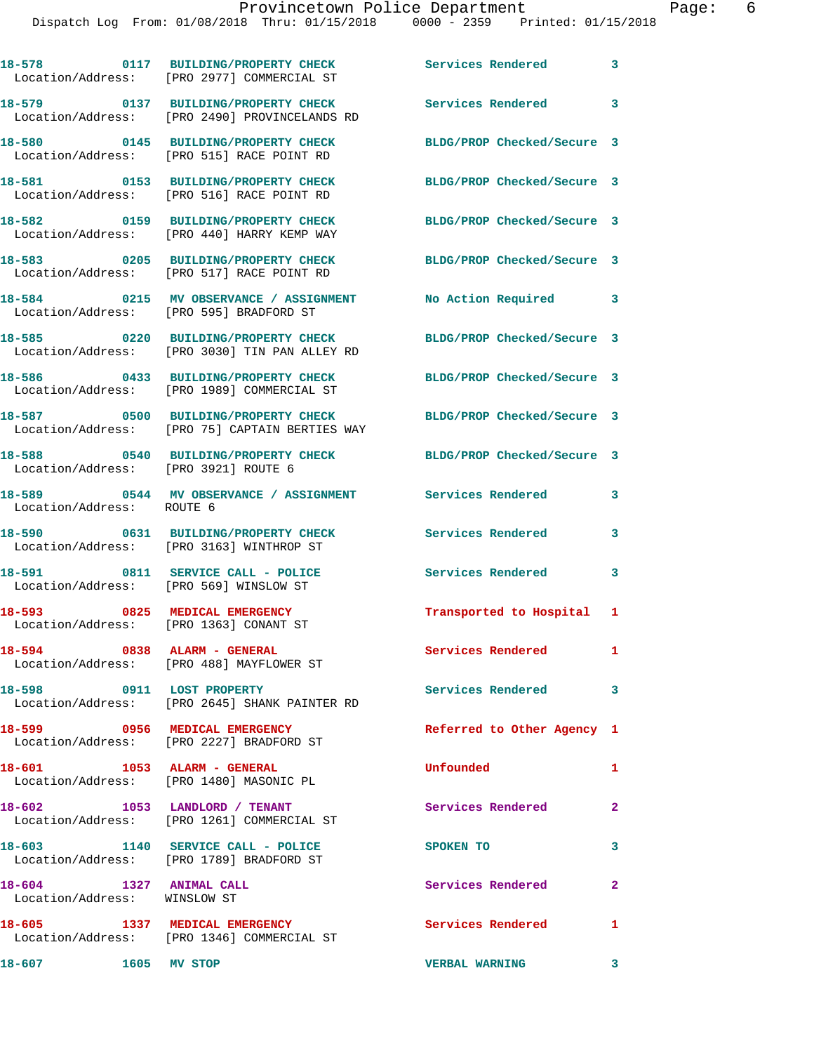18-578 0117 BUILDING/PROPERTY CHECK Services Rendered 3
Location/Address: [PRO 2977] COMMERCIAL ST

18-579 0137 BUILDING/PROPERTY CHECK Services Rendered 3
Location/Address: [PRO 2490] PROVINCELANDS RD

18-580 0145 BUILDING/PROPERTY CHECK BLDG/PROP Checked/Secure 3
Location/Address: [PRO 515] RACE POINT RD

18-581 0153 BUILDING/PROPERTY CHECK BLDG/PROP Checked/Secure 3
Location/Address: [PRO 516] RACE POINT RD

18-582 0159 BUILDING/PROPERTY CHECK BLDG/PROP Checked/Secure 3
Location/Address: [PRO 440] HARRY KEMP WAY

18-583 0205 BUILDING/PROPERTY CHECK BLDG/PROP Checked/Secure 3
Location/Address: [PRO 517] RACE POINT RD

18-584 0215 MV OBSERVANCE / ASSIGNMENT No Action Required 3
Location/Address: [PRO 595] BRADFORD ST

18-585 0220 BUILDING/PROPERTY CHECK BLDG/PROP Checked/Secure 3
Location/Address: [PRO 3030] TIN PAN ALLEY RD

18-586 0433 BUILDING/PROPERTY CHECK BLDG/PROP Checked/Secure 3
Location/Address: [PRO 1989] COMMERCIAL ST

18-587 0500 BUILDING/PROPERTY CHECK BLDG/PROP Checked/Secure 3
Location/Address: [PRO 75] CAPTAIN BERTIES WAY

18-588 0540 BUILDING/PROPERTY CHECK BLDG/PROP Checked/Secure 3
Location/Address: [PRO 3921] ROUTE 6

18-589 0544 MV OBSERVANCE / ASSIGNMENT Services Rendered 3
Location/Address: ROUTE 6

18-590 0631 BUILDING/PROPERTY CHECK Services Rendered 3
Location/Address: [PRO 3163] WINTHROP ST

18-591 0811 SERVICE CALL - POLICE Services Rendered 3
Location/Address: [PRO 569] WINSLOW ST

18-593 0825 MEDICAL EMERGENCY Transported to Hospital 1
Location/Address: [PRO 1363] CONANT ST

18-594 0838 ALARM - GENERAL Services Rendered 1
Location/Address: [PRO 488] MAYFLOWER ST

18-598 0911 LOST PROPERTY Services Rendered 3
Location/Address: [PRO 2645] SHANK PAINTER RD

18-599 0956 MEDICAL EMERGENCY Referred to Other Agency 1
Location/Address: [PRO 2227] BRADFORD ST

18-601 1053 ALARM - GENERAL Unfounded 1
Location/Address: [PRO 1480] MASONIC PL

18-602 1053 LANDLORD / TENANT Services Rendered 2
Location/Address: [PRO 1261] COMMERCIAL ST

18-603 1140 SERVICE CALL - POLICE SPOKEN TO 3
Location/Address: [PRO 1789] BRADFORD ST

18-604 1327 ANIMAL CALL Services Rendered 2
Location/Address: WINSLOW ST

18-605 1337 MEDICAL EMERGENCY Services Rendered 1
Location/Address: [PRO 1346] COMMERCIAL ST

18-607 1605 MV STOP VERBAL WARNING 3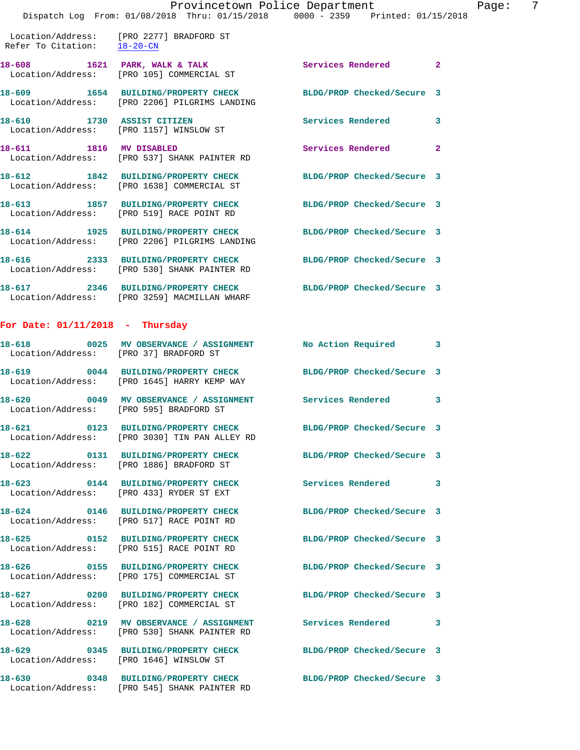Location/Address: [PRO 2277] BRADFORD ST
Refer To Citation: 18-20-CN

18-608 1621 PARK, WALK & TALK Services Rendered 2
Location/Address: [PRO 105] COMMERCIAL ST

18-609 1654 BUILDING/PROPERTY CHECK BLDG/PROP Checked/Secure 3
Location/Address: [PRO 2206] PILGRIMS LANDING

18-610 1730 ASSIST CITIZEN Services Rendered 3
Location/Address: [PRO 1157] WINSLOW ST

18-611 1816 MV DISABLED Services Rendered 2
Location/Address: [PRO 537] SHANK PAINTER RD

18-612 1842 BUILDING/PROPERTY CHECK BLDG/PROP Checked/Secure 3
Location/Address: [PRO 1638] COMMERCIAL ST

18-613 1857 BUILDING/PROPERTY CHECK BLDG/PROP Checked/Secure 3
Location/Address: [PRO 519] RACE POINT RD

18-614 1925 BUILDING/PROPERTY CHECK BLDG/PROP Checked/Secure 3
Location/Address: [PRO 2206] PILGRIMS LANDING

18-616 2333 BUILDING/PROPERTY CHECK BLDG/PROP Checked/Secure 3
Location/Address: [PRO 530] SHANK PAINTER RD

18-617 2346 BUILDING/PROPERTY CHECK BLDG/PROP Checked/Secure 3
Location/Address: [PRO 3259] MACMILLAN WHARF

## For Date: 01/11/2018 - Thursday

18-618 0025 MV OBSERVANCE / ASSIGNMENT No Action Required 3
Location/Address: [PRO 37] BRADFORD ST

18-619 0044 BUILDING/PROPERTY CHECK BLDG/PROP Checked/Secure 3
Location/Address: [PRO 1645] HARRY KEMP WAY

18-620 0049 MV OBSERVANCE / ASSIGNMENT Services Rendered 3
Location/Address: [PRO 595] BRADFORD ST

18-621 0123 BUILDING/PROPERTY CHECK BLDG/PROP Checked/Secure 3
Location/Address: [PRO 3030] TIN PAN ALLEY RD

18-622 0131 BUILDING/PROPERTY CHECK BLDG/PROP Checked/Secure 3
Location/Address: [PRO 1886] BRADFORD ST

18-623 0144 BUILDING/PROPERTY CHECK Services Rendered 3
Location/Address: [PRO 433] RYDER ST EXT

18-624 0146 BUILDING/PROPERTY CHECK BLDG/PROP Checked/Secure 3
Location/Address: [PRO 517] RACE POINT RD

18-625 0152 BUILDING/PROPERTY CHECK BLDG/PROP Checked/Secure 3
Location/Address: [PRO 515] RACE POINT RD

18-626 0155 BUILDING/PROPERTY CHECK BLDG/PROP Checked/Secure 3
Location/Address: [PRO 175] COMMERCIAL ST

18-627 0200 BUILDING/PROPERTY CHECK BLDG/PROP Checked/Secure 3
Location/Address: [PRO 182] COMMERCIAL ST

18-628 0219 MV OBSERVANCE / ASSIGNMENT Services Rendered 3
Location/Address: [PRO 530] SHANK PAINTER RD

18-629 0345 BUILDING/PROPERTY CHECK BLDG/PROP Checked/Secure 3
Location/Address: [PRO 1646] WINSLOW ST

18-630 0348 BUILDING/PROPERTY CHECK BLDG/PROP Checked/Secure 3
Location/Address: [PRO 545] SHANK PAINTER RD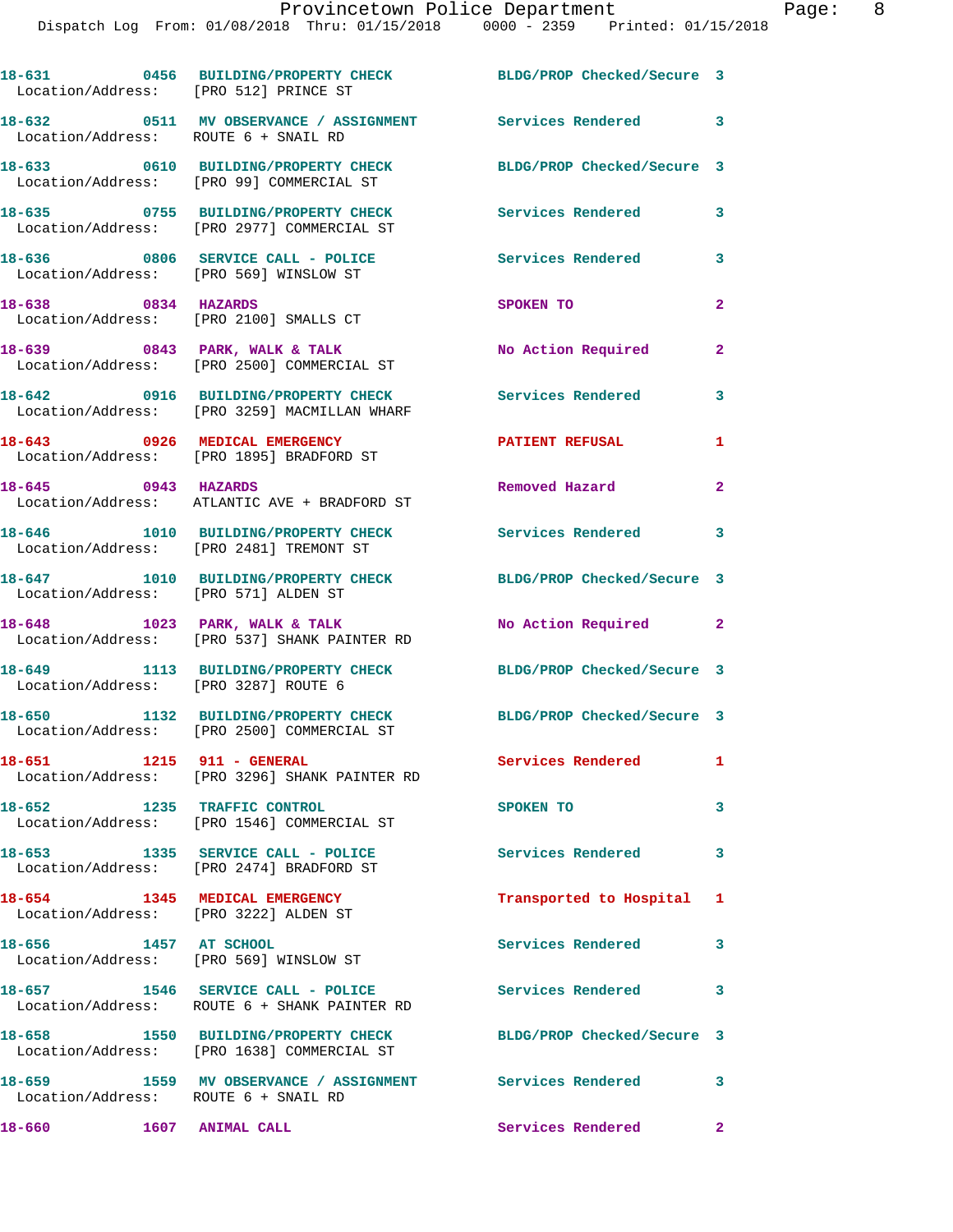18-631 0456 BUILDING/PROPERTY CHECK BLDG/PROP Checked/Secure 3
Location/Address: [PRO 512] PRINCE ST

18-632 0511 MV OBSERVANCE / ASSIGNMENT Services Rendered 3
Location/Address: ROUTE 6 + SNAIL RD

18-633 0610 BUILDING/PROPERTY CHECK BLDG/PROP Checked/Secure 3
Location/Address: [PRO 99] COMMERCIAL ST

18-635 0755 BUILDING/PROPERTY CHECK Services Rendered 3
Location/Address: [PRO 2977] COMMERCIAL ST

18-636 0806 SERVICE CALL - POLICE Services Rendered 3
Location/Address: [PRO 569] WINSLOW ST

18-638 0834 HAZARDS SPOKEN TO 2
Location/Address: [PRO 2100] SMALLS CT

18-639 0843 PARK, WALK & TALK No Action Required 2
Location/Address: [PRO 2500] COMMERCIAL ST

18-642 0916 BUILDING/PROPERTY CHECK Services Rendered 3
Location/Address: [PRO 3259] MACMILLAN WHARF

18-643 0926 MEDICAL EMERGENCY PATIENT REFUSAL 1
Location/Address: [PRO 1895] BRADFORD ST

18-645 0943 HAZARDS Removed Hazard 2
Location/Address: ATLANTIC AVE + BRADFORD ST

18-646 1010 BUILDING/PROPERTY CHECK Services Rendered 3
Location/Address: [PRO 2481] TREMONT ST

18-647 1010 BUILDING/PROPERTY CHECK BLDG/PROP Checked/Secure 3
Location/Address: [PRO 571] ALDEN ST

18-648 1023 PARK, WALK & TALK No Action Required 2
Location/Address: [PRO 537] SHANK PAINTER RD

18-649 1113 BUILDING/PROPERTY CHECK BLDG/PROP Checked/Secure 3
Location/Address: [PRO 3287] ROUTE 6

18-650 1132 BUILDING/PROPERTY CHECK BLDG/PROP Checked/Secure 3
Location/Address: [PRO 2500] COMMERCIAL ST

18-651 1215 911 - GENERAL Services Rendered 1
Location/Address: [PRO 3296] SHANK PAINTER RD

18-652 1235 TRAFFIC CONTROL SPOKEN TO 3
Location/Address: [PRO 1546] COMMERCIAL ST

18-653 1335 SERVICE CALL - POLICE Services Rendered 3
Location/Address: [PRO 2474] BRADFORD ST

18-654 1345 MEDICAL EMERGENCY Transported to Hospital 1
Location/Address: [PRO 3222] ALDEN ST

18-656 1457 AT SCHOOL Services Rendered 3
Location/Address: [PRO 569] WINSLOW ST

18-657 1546 SERVICE CALL - POLICE Services Rendered 3
Location/Address: ROUTE 6 + SHANK PAINTER RD

18-658 1550 BUILDING/PROPERTY CHECK BLDG/PROP Checked/Secure 3
Location/Address: [PRO 1638] COMMERCIAL ST

18-659 1559 MV OBSERVANCE / ASSIGNMENT Services Rendered 3
Location/Address: ROUTE 6 + SNAIL RD

18-660 1607 ANIMAL CALL Services Rendered 2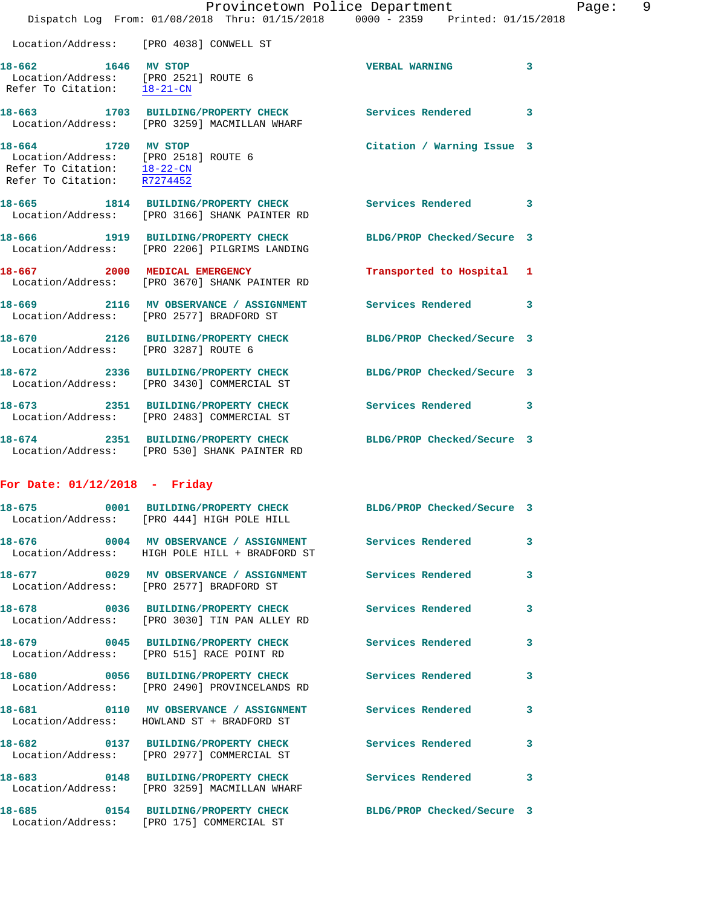Location/Address: [PRO 4038] CONWELL ST

**18-662 1646 MV STOP** VERBAL WARNING 3
Location/Address: [PRO 2521] ROUTE 6
Refer To Citation: 18-21-CN

**18-663 1703 BUILDING/PROPERTY CHECK** Services Rendered 3
Location/Address: [PRO 3259] MACMILLAN WHARF

**18-664 1720 MV STOP** Citation / Warning Issue 3
Location/Address: [PRO 2518] ROUTE 6
Refer To Citation: 18-22-CN
Refer To Citation: R7274452

**18-665 1814 BUILDING/PROPERTY CHECK** Services Rendered 3
Location/Address: [PRO 3166] SHANK PAINTER RD

**18-666 1919 BUILDING/PROPERTY CHECK** BLDG/PROP Checked/Secure 3
Location/Address: [PRO 2206] PILGRIMS LANDING

**18-667 2000 MEDICAL EMERGENCY** Transported to Hospital 1
Location/Address: [PRO 3670] SHANK PAINTER RD

**18-669 2116 MV OBSERVANCE / ASSIGNMENT** Services Rendered 3
Location/Address: [PRO 2577] BRADFORD ST

**18-670 2126 BUILDING/PROPERTY CHECK** BLDG/PROP Checked/Secure 3
Location/Address: [PRO 3287] ROUTE 6

**18-672 2336 BUILDING/PROPERTY CHECK** BLDG/PROP Checked/Secure 3
Location/Address: [PRO 3430] COMMERCIAL ST

**18-673 2351 BUILDING/PROPERTY CHECK** Services Rendered 3
Location/Address: [PRO 2483] COMMERCIAL ST

**18-674 2351 BUILDING/PROPERTY CHECK** BLDG/PROP Checked/Secure 3
Location/Address: [PRO 530] SHANK PAINTER RD

## For Date: 01/12/2018 - Friday

**18-675 0001 BUILDING/PROPERTY CHECK** BLDG/PROP Checked/Secure 3
Location/Address: [PRO 444] HIGH POLE HILL

**18-676 0004 MV OBSERVANCE / ASSIGNMENT** Services Rendered 3
Location/Address: HIGH POLE HILL + BRADFORD ST

**18-677 0029 MV OBSERVANCE / ASSIGNMENT** Services Rendered 3
Location/Address: [PRO 2577] BRADFORD ST

**18-678 0036 BUILDING/PROPERTY CHECK** Services Rendered 3
Location/Address: [PRO 3030] TIN PAN ALLEY RD

**18-679 0045 BUILDING/PROPERTY CHECK** Services Rendered 3
Location/Address: [PRO 515] RACE POINT RD

**18-680 0056 BUILDING/PROPERTY CHECK** Services Rendered 3
Location/Address: [PRO 2490] PROVINCELANDS RD

**18-681 0110 MV OBSERVANCE / ASSIGNMENT** Services Rendered 3
Location/Address: HOWLAND ST + BRADFORD ST

**18-682 0137 BUILDING/PROPERTY CHECK** Services Rendered 3
Location/Address: [PRO 2977] COMMERCIAL ST

**18-683 0148 BUILDING/PROPERTY CHECK** Services Rendered 3
Location/Address: [PRO 3259] MACMILLAN WHARF

**18-685 0154 BUILDING/PROPERTY CHECK** BLDG/PROP Checked/Secure 3
Location/Address: [PRO 175] COMMERCIAL ST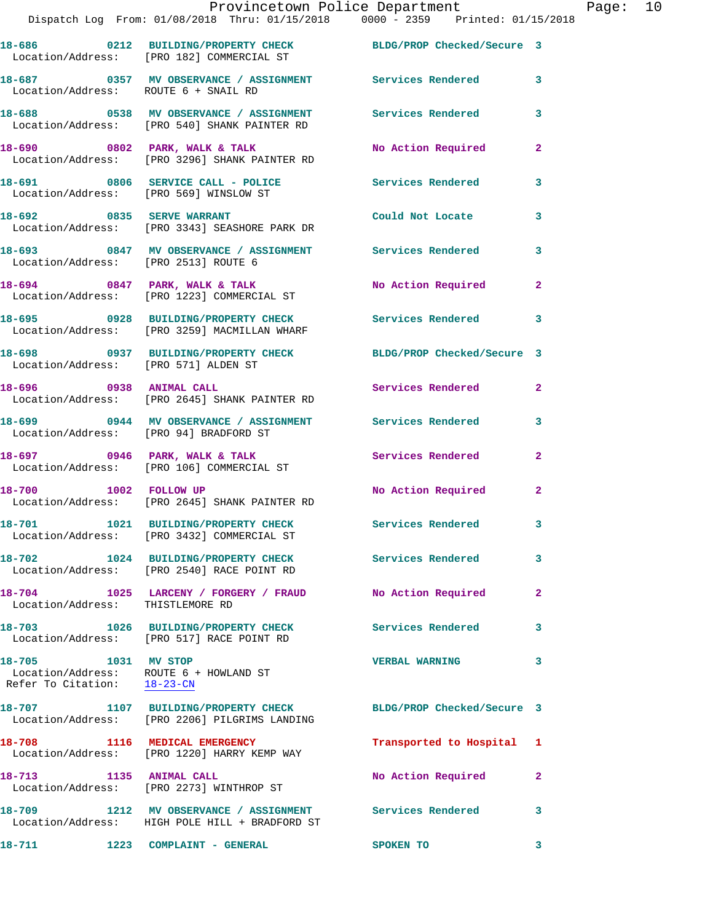18-686 0212 BUILDING/PROPERTY CHECK BLDG/PROP Checked/Secure 3
Location/Address: [PRO 182] COMMERCIAL ST

18-687 0357 MV OBSERVATION / ASSIGNMENT Services Rendered 3
Location/Address: ROUTE 6 + SNAIL RD

18-688 0538 MV OBSERVATION / ASSIGNMENT Services Rendered 3
Location/Address: [PRO 540] SHANK PAINTER RD

18-690 0802 PARK, WALK & TALK No Action Required 2
Location/Address: [PRO 3296] SHANK PAINTER RD

18-691 0806 SERVICE CALL - POLICE Services Rendered 3
Location/Address: [PRO 569] WINSLOW ST

18-692 0835 SERVE WARRANT Could Not Locate 3
Location/Address: [PRO 3343] SEASHORE PARK DR

18-693 0847 MV OBSERVATION / ASSIGNMENT Services Rendered 3
Location/Address: [PRO 2513] ROUTE 6

18-694 0847 PARK, WALK & TALK No Action Required 2
Location/Address: [PRO 1223] COMMERCIAL ST

18-695 0928 BUILDING/PROPERTY CHECK Services Rendered 3
Location/Address: [PRO 3259] MACMILLAN WHARF

18-698 0937 BUILDING/PROPERTY CHECK BLDG/PROP Checked/Secure 3
Location/Address: [PRO 571] ALDEN ST

18-696 0938 ANIMAL CALL Services Rendered 2
Location/Address: [PRO 2645] SHANK PAINTER RD

18-699 0944 MV OBSERVATION / ASSIGNMENT Services Rendered 3
Location/Address: [PRO 94] BRADFORD ST

18-697 0946 PARK, WALK & TALK Services Rendered 2
Location/Address: [PRO 106] COMMERCIAL ST

18-700 1002 FOLLOW UP No Action Required 2
Location/Address: [PRO 2645] SHANK PAINTER RD

18-701 1021 BUILDING/PROPERTY CHECK Services Rendered 3
Location/Address: [PRO 3432] COMMERCIAL ST

18-702 1024 BUILDING/PROPERTY CHECK Services Rendered 3
Location/Address: [PRO 2540] RACE POINT RD

18-704 1025 LARCENY / FORGERY / FRAUD No Action Required 2
Location/Address: THISTLEMORE RD

18-703 1026 BUILDING/PROPERTY CHECK Services Rendered 3
Location/Address: [PRO 517] RACE POINT RD

18-705 1031 MV STOP VERBAL WARNING 3
Location/Address: ROUTE 6 + HOWLAND ST
Refer To Citation: 18-23-CN

18-707 1107 BUILDING/PROPERTY CHECK BLDG/PROP Checked/Secure 3
Location/Address: [PRO 2206] PILGRIMS LANDING

18-708 1116 MEDICAL EMERGENCY Transported to Hospital 1
Location/Address: [PRO 1220] HARRY KEMP WAY

18-713 1135 ANIMAL CALL No Action Required 2
Location/Address: [PRO 2273] WINTHROP ST

18-709 1212 MV OBSERVATION / ASSIGNMENT Services Rendered 3
Location/Address: HIGH POLE HILL + BRADFORD ST

18-711 1223 COMPLAINT - GENERAL SPOKEN TO 3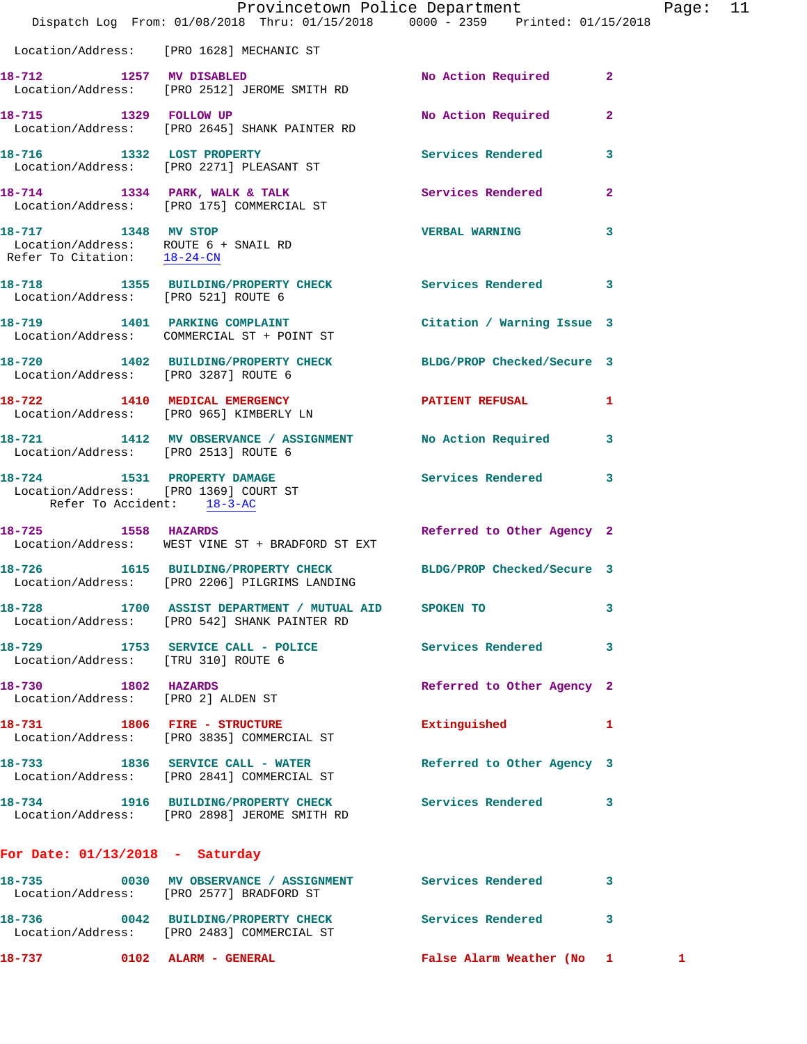Location/Address: [PRO 1628] MECHANIC ST

**18-712** 1257 **MV DISABLED** No Action Required 2
Location/Address: [PRO 2512] JEROME SMITH RD

**18-715** 1329 **FOLLOW UP** No Action Required 2
Location/Address: [PRO 2645] SHANK PAINTER RD

**18-716** 1332 **LOST PROPERTY** Services Rendered 3
Location/Address: [PRO 2271] PLEASANT ST

**18-714** 1334 **PARK, WALK & TALK** Services Rendered 2
Location/Address: [PRO 175] COMMERCIAL ST

**18-717** 1348 **MV STOP** VERBAL WARNING 3
Location/Address: ROUTE 6 + SNAIL RD
Refer To Citation: 18-24-CN

**18-718** 1355 **BUILDING/PROPERTY CHECK** Services Rendered 3
Location/Address: [PRO 521] ROUTE 6

**18-719** 1401 **PARKING COMPLAINT** Citation / Warning Issue 3
Location/Address: COMMERCIAL ST + POINT ST

**18-720** 1402 **BUILDING/PROPERTY CHECK** BLDG/PROP Checked/Secure 3
Location/Address: [PRO 3287] ROUTE 6

**18-722** 1410 **MEDICAL EMERGENCY** PATIENT REFUSAL 1
Location/Address: [PRO 965] KIMBERLY LN

**18-721** 1412 **MV OBSERVANCE / ASSIGNMENT** No Action Required 3
Location/Address: [PRO 2513] ROUTE 6

**18-724** 1531 **PROPERTY DAMAGE** Services Rendered 3
Location/Address: [PRO 1369] COURT ST
Refer To Accident: 18-3-AC

**18-725** 1558 **HAZARDS** Referred to Other Agency 2
Location/Address: WEST VINE ST + BRADFORD ST EXT

**18-726** 1615 **BUILDING/PROPERTY CHECK** BLDG/PROP Checked/Secure 3
Location/Address: [PRO 2206] PILGRIMS LANDING

**18-728** 1700 **ASSIST DEPARTMENT / MUTUAL AID** SPOKEN TO 3
Location/Address: [PRO 542] SHANK PAINTER RD

**18-729** 1753 **SERVICE CALL - POLICE** Services Rendered 3
Location/Address: [TRU 310] ROUTE 6

**18-730** 1802 **HAZARDS** Referred to Other Agency 2
Location/Address: [PRO 2] ALDEN ST

**18-731** 1806 **FIRE - STRUCTURE** Extinguished 1
Location/Address: [PRO 3835] COMMERCIAL ST

**18-733** 1836 **SERVICE CALL - WATER** Referred to Other Agency 3
Location/Address: [PRO 2841] COMMERCIAL ST

**18-734** 1916 **BUILDING/PROPERTY CHECK** Services Rendered 3
Location/Address: [PRO 2898] JEROME SMITH RD

## For Date: 01/13/2018 - Saturday

**18-735** 0030 **MV OBSERVANCE / ASSIGNMENT** Services Rendered 3
Location/Address: [PRO 2577] BRADFORD ST

**18-736** 0042 **BUILDING/PROPERTY CHECK** Services Rendered 3
Location/Address: [PRO 2483] COMMERCIAL ST

**18-737** 0102 **ALARM - GENERAL** False Alarm Weather (No 1 1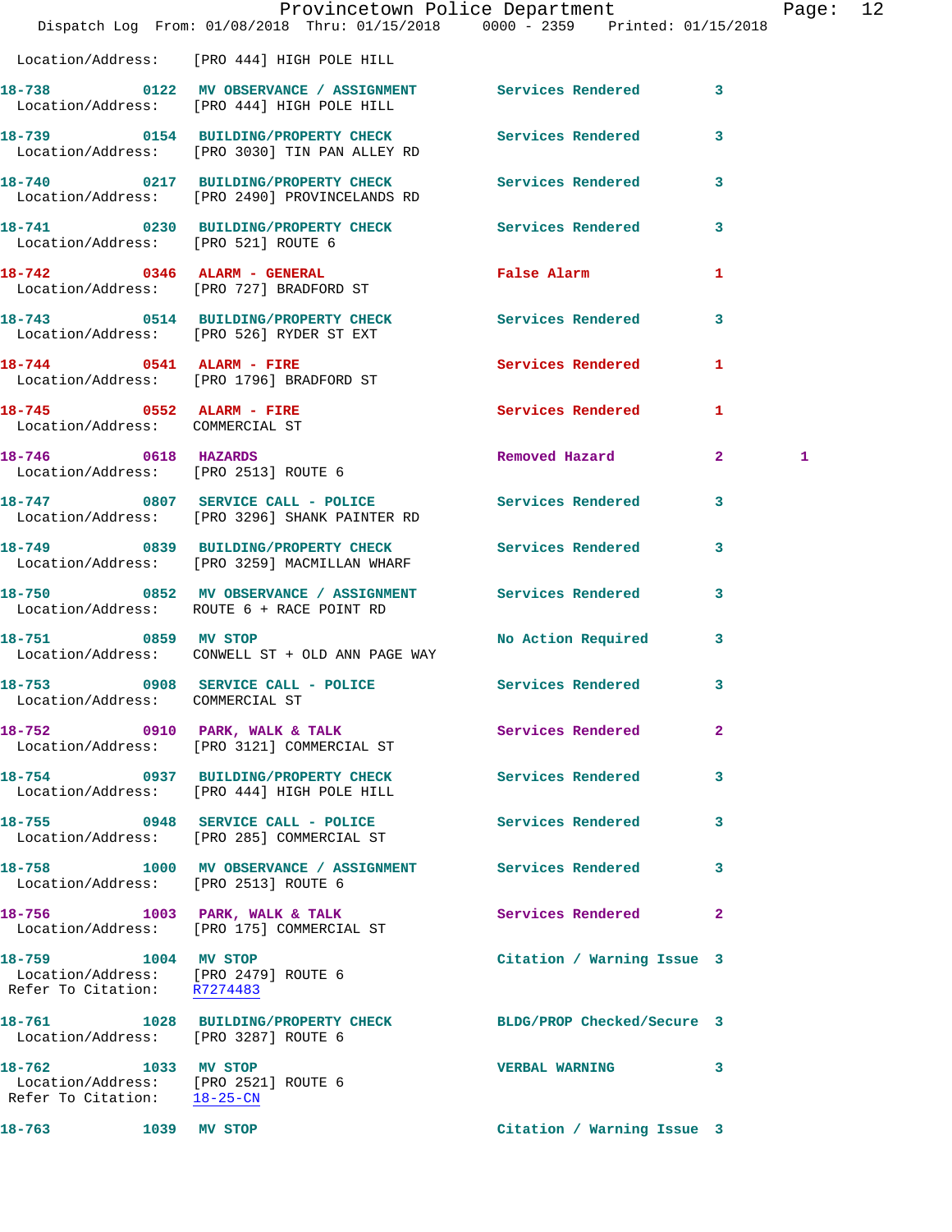Location/Address: [PRO 444] HIGH POLE HILL

**18-738** 0122 **MV OBSERVANCE / ASSIGNMENT** Services Rendered 3
Location/Address: [PRO 444] HIGH POLE HILL

**18-739** 0154 **BUILDING/PROPERTY CHECK** Services Rendered 3
Location/Address: [PRO 3030] TIN PAN ALLEY RD

**18-740** 0217 **BUILDING/PROPERTY CHECK** Services Rendered 3
Location/Address: [PRO 2490] PROVINCELANDS RD

**18-741** 0230 **BUILDING/PROPERTY CHECK** Services Rendered 3
Location/Address: [PRO 521] ROUTE 6

**18-742** 0346 **ALARM - GENERAL** False Alarm 1
Location/Address: [PRO 727] BRADFORD ST

**18-743** 0514 **BUILDING/PROPERTY CHECK** Services Rendered 3
Location/Address: [PRO 526] RYDER ST EXT

**18-744** 0541 **ALARM - FIRE** Services Rendered 1
Location/Address: [PRO 1796] BRADFORD ST

**18-745** 0552 **ALARM - FIRE** Services Rendered 1
Location/Address: COMMERCIAL ST

**18-746** 0618 **HAZARDS** Removed Hazard 2 1
Location/Address: [PRO 2513] ROUTE 6

**18-747** 0807 **SERVICE CALL - POLICE** Services Rendered 3
Location/Address: [PRO 3296] SHANK PAINTER RD

**18-749** 0839 **BUILDING/PROPERTY CHECK** Services Rendered 3
Location/Address: [PRO 3259] MACMILLAN WHARF

**18-750** 0852 **MV OBSERVANCE / ASSIGNMENT** Services Rendered 3
Location/Address: ROUTE 6 + RACE POINT RD

**18-751** 0859 **MV STOP** No Action Required 3
Location/Address: CONWELL ST + OLD ANN PAGE WAY

**18-753** 0908 **SERVICE CALL - POLICE** Services Rendered 3
Location/Address: COMMERCIAL ST

**18-752** 0910 **PARK, WALK & TALK** Services Rendered 2
Location/Address: [PRO 3121] COMMERCIAL ST

**18-754** 0937 **BUILDING/PROPERTY CHECK** Services Rendered 3
Location/Address: [PRO 444] HIGH POLE HILL

**18-755** 0948 **SERVICE CALL - POLICE** Services Rendered 3
Location/Address: [PRO 285] COMMERCIAL ST

**18-758** 1000 **MV OBSERVANCE / ASSIGNMENT** Services Rendered 3
Location/Address: [PRO 2513] ROUTE 6

**18-756** 1003 **PARK, WALK & TALK** Services Rendered 2
Location/Address: [PRO 175] COMMERCIAL ST

**18-759** 1004 **MV STOP** Citation / Warning Issue 3
Location/Address: [PRO 2479] ROUTE 6
Refer To Citation: R7274483

**18-761** 1028 **BUILDING/PROPERTY CHECK** BLDG/PROP Checked/Secure 3
Location/Address: [PRO 3287] ROUTE 6

**18-762** 1033 **MV STOP** VERBAL WARNING 3
Location/Address: [PRO 2521] ROUTE 6
Refer To Citation: 18-25-CN

**18-763** 1039 **MV STOP** Citation / Warning Issue 3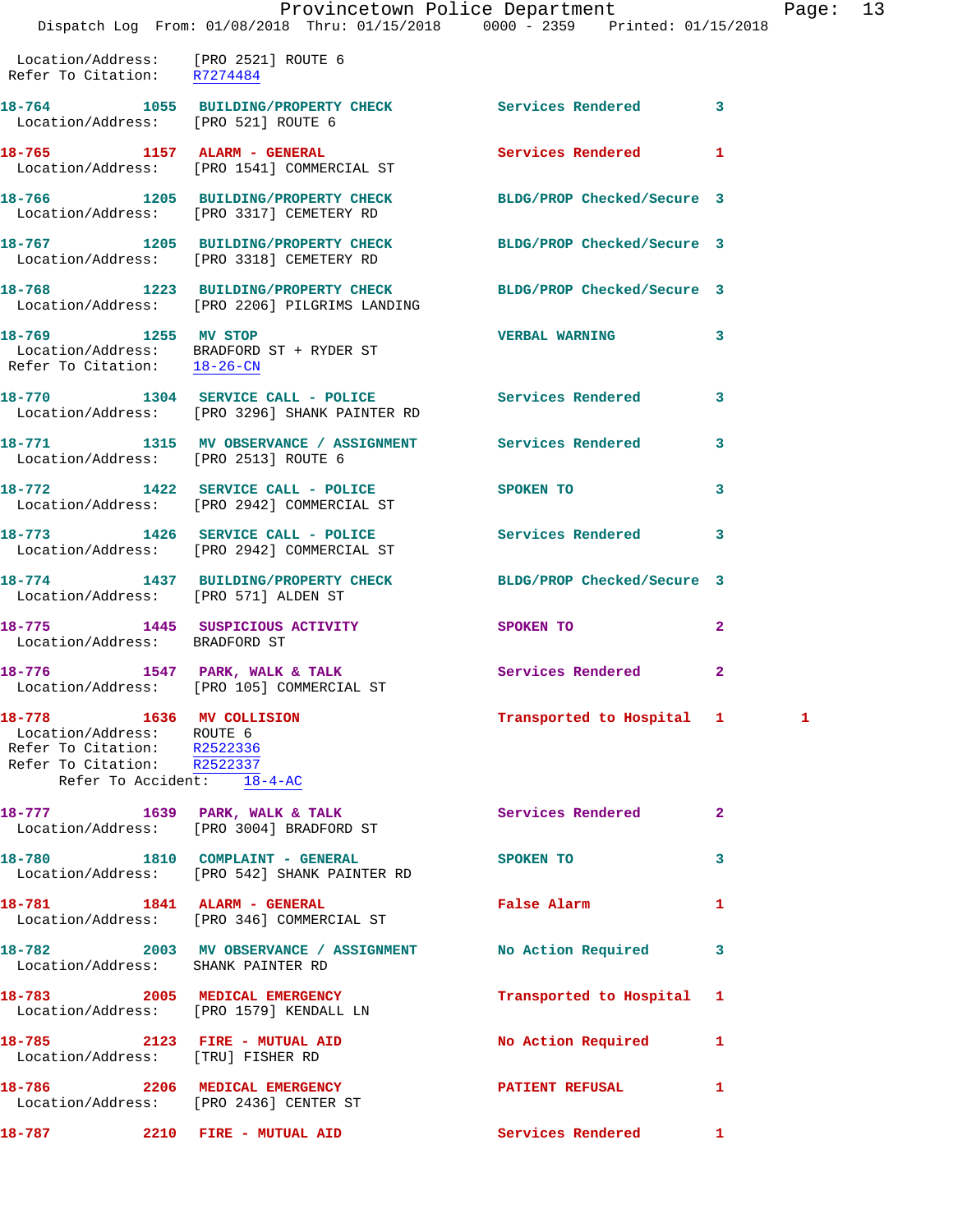```
 Location/Address:    [PRO 2521] ROUTE 6
 Refer To Citation:    R7274484

18-764        1055  BUILDING/PROPERTY CHECK          Services Rendered        3
 Location/Address:    [PRO 521] ROUTE 6

18-765        1157  ALARM - GENERAL                  Services Rendered        1
 Location/Address:    [PRO 1541] COMMERCIAL ST

18-766        1205  BUILDING/PROPERTY CHECK          BLDG/PROP Checked/Secure 3
 Location/Address:    [PRO 3317] CEMETERY RD

18-767        1205  BUILDING/PROPERTY CHECK          BLDG/PROP Checked/Secure 3
 Location/Address:    [PRO 3318] CEMETERY RD

18-768        1223  BUILDING/PROPERTY CHECK          BLDG/PROP Checked/Secure 3
 Location/Address:    [PRO 2206] PILGRIMS LANDING

18-769        1255  MV STOP                          VERBAL WARNING           3
 Location/Address:    BRADFORD ST + RYDER ST
 Refer To Citation:    18-26-CN

18-770        1304  SERVICE CALL - POLICE            Services Rendered        3
 Location/Address:    [PRO 3296] SHANK PAINTER RD

18-771        1315  MV OBSERVANCE / ASSIGNMENT       Services Rendered        3
 Location/Address:    [PRO 2513] ROUTE 6

18-772        1422  SERVICE CALL - POLICE            SPOKEN TO                3
 Location/Address:    [PRO 2942] COMMERCIAL ST

18-773        1426  SERVICE CALL - POLICE            Services Rendered        3
 Location/Address:    [PRO 2942] COMMERCIAL ST

18-774        1437  BUILDING/PROPERTY CHECK          BLDG/PROP Checked/Secure 3
 Location/Address:    [PRO 571] ALDEN ST

18-775        1445  SUSPICIOUS ACTIVITY              SPOKEN TO                2
 Location/Address:    BRADFORD ST

18-776        1547  PARK, WALK & TALK                Services Rendered        2
 Location/Address:    [PRO 105] COMMERCIAL ST

18-778        1636  MV COLLISION                     Transported to Hospital  1        1
 Location/Address:    ROUTE 6
 Refer To Citation:    R2522336
 Refer To Citation:    R2522337
        Refer To Accident:    18-4-AC

18-777        1639  PARK, WALK & TALK                Services Rendered        2
 Location/Address:    [PRO 3004] BRADFORD ST

18-780        1810  COMPLAINT - GENERAL              SPOKEN TO                3
 Location/Address:    [PRO 542] SHANK PAINTER RD

18-781        1841  ALARM - GENERAL                  False Alarm              1
 Location/Address:    [PRO 346] COMMERCIAL ST

18-782        2003  MV OBSERVANCE / ASSIGNMENT       No Action Required       3
 Location/Address:    SHANK PAINTER RD

18-783        2005  MEDICAL EMERGENCY                Transported to Hospital  1
 Location/Address:    [PRO 1579] KENDALL LN

18-785        2123  FIRE - MUTUAL AID                No Action Required       1
 Location/Address:    [TRU] FISHER RD

18-786        2206  MEDICAL EMERGENCY                PATIENT REFUSAL          1
 Location/Address:    [PRO 2436] CENTER ST

18-787        2210  FIRE - MUTUAL AID                Services Rendered        1
```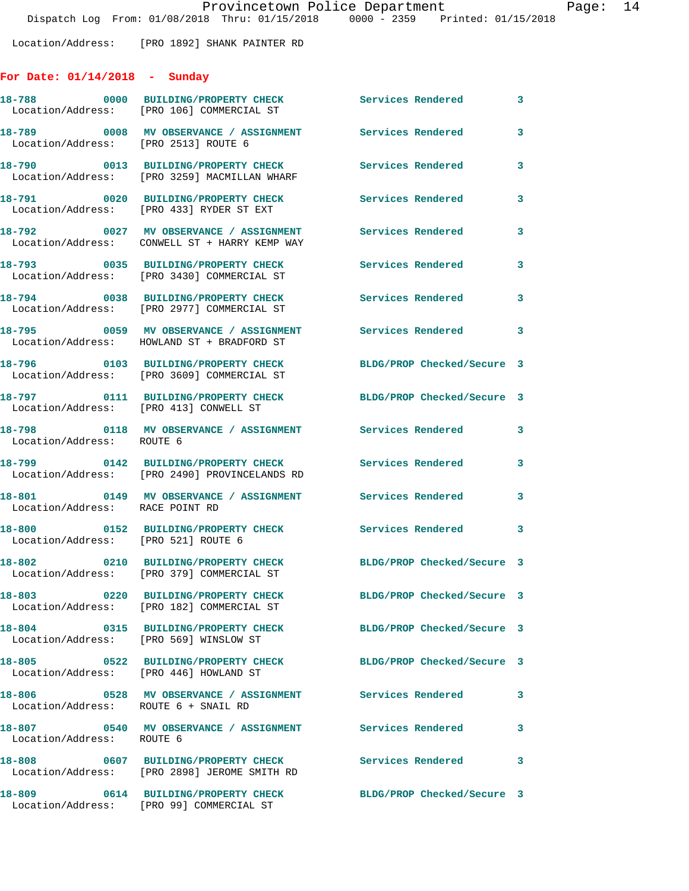Location/Address: [PRO 1892] SHANK PAINTER RD

## For Date: 01/14/2018 - Sunday

**18-788** 0000 **BUILDING/PROPERTY CHECK** Services Rendered 3
Location/Address: [PRO 106] COMMERCIAL ST

**18-789** 0008 **MV OBSERVANCE / ASSIGNMENT** Services Rendered 3
Location/Address: [PRO 2513] ROUTE 6

**18-790** 0013 **BUILDING/PROPERTY CHECK** Services Rendered 3
Location/Address: [PRO 3259] MACMILLAN WHARF

**18-791** 0020 **BUILDING/PROPERTY CHECK** Services Rendered 3
Location/Address: [PRO 433] RYDER ST EXT

**18-792** 0027 **MV OBSERVANCE / ASSIGNMENT** Services Rendered 3
Location/Address: CONWELL ST + HARRY KEMP WAY

**18-793** 0035 **BUILDING/PROPERTY CHECK** Services Rendered 3
Location/Address: [PRO 3430] COMMERCIAL ST

**18-794** 0038 **BUILDING/PROPERTY CHECK** Services Rendered 3
Location/Address: [PRO 2977] COMMERCIAL ST

**18-795** 0059 **MV OBSERVANCE / ASSIGNMENT** Services Rendered 3
Location/Address: HOWLAND ST + BRADFORD ST

**18-796** 0103 **BUILDING/PROPERTY CHECK** BLDG/PROP Checked/Secure 3
Location/Address: [PRO 3609] COMMERCIAL ST

**18-797** 0111 **BUILDING/PROPERTY CHECK** BLDG/PROP Checked/Secure 3
Location/Address: [PRO 413] CONWELL ST

**18-798** 0118 **MV OBSERVANCE / ASSIGNMENT** Services Rendered 3
Location/Address: ROUTE 6

**18-799** 0142 **BUILDING/PROPERTY CHECK** Services Rendered 3
Location/Address: [PRO 2490] PROVINCELANDS RD

**18-801** 0149 **MV OBSERVANCE / ASSIGNMENT** Services Rendered 3
Location/Address: RACE POINT RD

**18-800** 0152 **BUILDING/PROPERTY CHECK** Services Rendered 3
Location/Address: [PRO 521] ROUTE 6

**18-802** 0210 **BUILDING/PROPERTY CHECK** BLDG/PROP Checked/Secure 3
Location/Address: [PRO 379] COMMERCIAL ST

**18-803** 0220 **BUILDING/PROPERTY CHECK** BLDG/PROP Checked/Secure 3
Location/Address: [PRO 182] COMMERCIAL ST

**18-804** 0315 **BUILDING/PROPERTY CHECK** BLDG/PROP Checked/Secure 3
Location/Address: [PRO 569] WINSLOW ST

**18-805** 0522 **BUILDING/PROPERTY CHECK** BLDG/PROP Checked/Secure 3
Location/Address: [PRO 446] HOWLAND ST

**18-806** 0528 **MV OBSERVANCE / ASSIGNMENT** Services Rendered 3
Location/Address: ROUTE 6 + SNAIL RD

**18-807** 0540 **MV OBSERVANCE / ASSIGNMENT** Services Rendered 3
Location/Address: ROUTE 6

**18-808** 0607 **BUILDING/PROPERTY CHECK** Services Rendered 3
Location/Address: [PRO 2898] JEROME SMITH RD

**18-809** 0614 **BUILDING/PROPERTY CHECK** BLDG/PROP Checked/Secure 3
Location/Address: [PRO 99] COMMERCIAL ST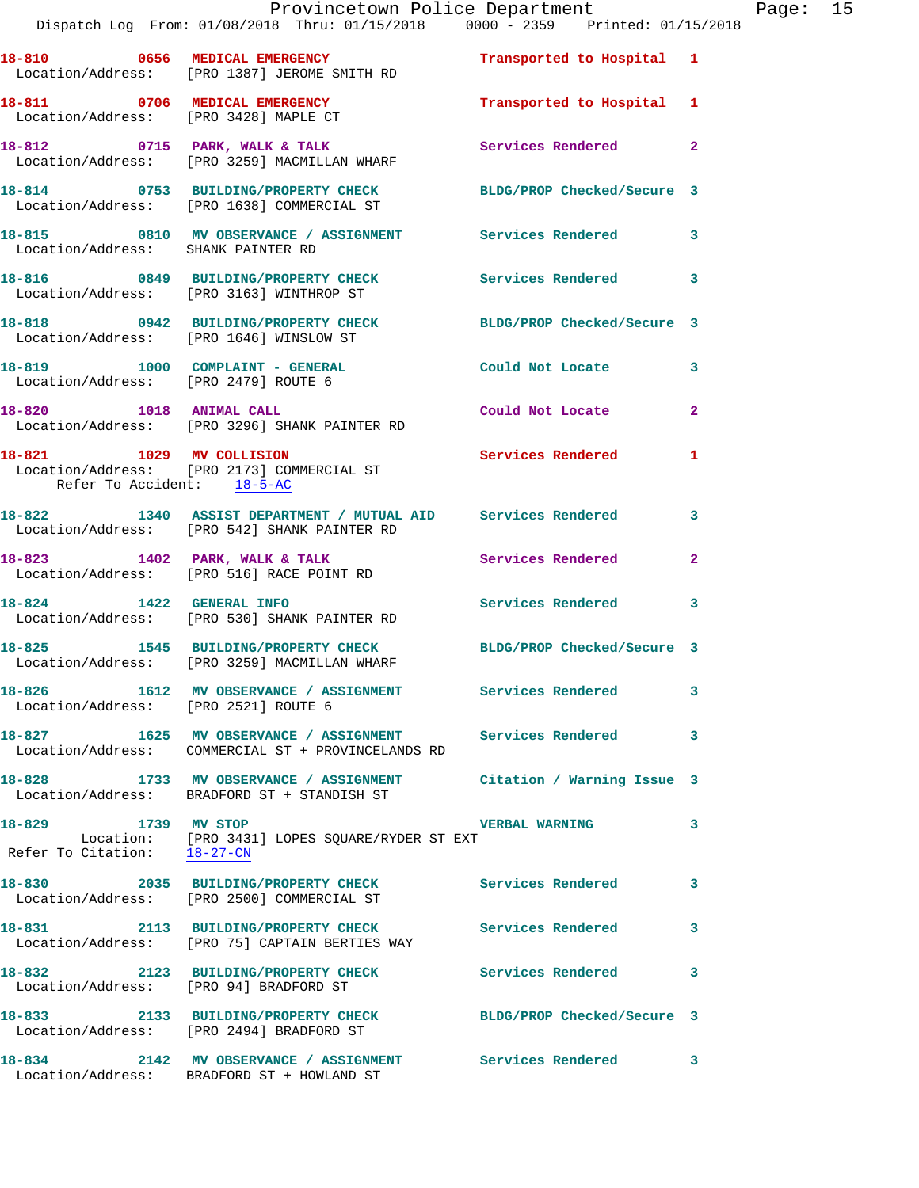18-810 0656 MEDICAL EMERGENCY Transported to Hospital 1
Location/Address: [PRO 1387] JEROME SMITH RD

18-811 0706 MEDICAL EMERGENCY Transported to Hospital 1
Location/Address: [PRO 3428] MAPLE CT

18-812 0715 PARK, WALK & TALK Services Rendered 2
Location/Address: [PRO 3259] MACMILLAN WHARF

18-814 0753 BUILDING/PROPERTY CHECK BLDG/PROP Checked/Secure 3
Location/Address: [PRO 1638] COMMERCIAL ST

18-815 0810 MV OBSERVANCE / ASSIGNMENT Services Rendered 3
Location/Address: SHANK PAINTER RD

18-816 0849 BUILDING/PROPERTY CHECK Services Rendered 3
Location/Address: [PRO 3163] WINTHROP ST

18-818 0942 BUILDING/PROPERTY CHECK BLDG/PROP Checked/Secure 3
Location/Address: [PRO 1646] WINSLOW ST

18-819 1000 COMPLAINT - GENERAL Could Not Locate 3
Location/Address: [PRO 2479] ROUTE 6

18-820 1018 ANIMAL CALL Could Not Locate 2
Location/Address: [PRO 3296] SHANK PAINTER RD

18-821 1029 MV COLLISION Services Rendered 1
Location/Address: [PRO 2173] COMMERCIAL ST
Refer To Accident: 18-5-AC

18-822 1340 ASSIST DEPARTMENT / MUTUAL AID Services Rendered 3
Location/Address: [PRO 542] SHANK PAINTER RD

18-823 1402 PARK, WALK & TALK Services Rendered 2
Location/Address: [PRO 516] RACE POINT RD

18-824 1422 GENERAL INFO Services Rendered 3
Location/Address: [PRO 530] SHANK PAINTER RD

18-825 1545 BUILDING/PROPERTY CHECK BLDG/PROP Checked/Secure 3
Location/Address: [PRO 3259] MACMILLAN WHARF

18-826 1612 MV OBSERVANCE / ASSIGNMENT Services Rendered 3
Location/Address: [PRO 2521] ROUTE 6

18-827 1625 MV OBSERVANCE / ASSIGNMENT Services Rendered 3
Location/Address: COMMERCIAL ST + PROVINCELANDS RD

18-828 1733 MV OBSERVANCE / ASSIGNMENT Citation / Warning Issue 3
Location/Address: BRADFORD ST + STANDISH ST

18-829 1739 MV STOP VERBAL WARNING 3
Location: [PRO 3431] LOPES SQUARE/RYDER ST EXT
Refer To Citation: 18-27-CN

18-830 2035 BUILDING/PROPERTY CHECK Services Rendered 3
Location/Address: [PRO 2500] COMMERCIAL ST

18-831 2113 BUILDING/PROPERTY CHECK Services Rendered 3
Location/Address: [PRO 75] CAPTAIN BERTIES WAY

18-832 2123 BUILDING/PROPERTY CHECK Services Rendered 3
Location/Address: [PRO 94] BRADFORD ST

18-833 2133 BUILDING/PROPERTY CHECK BLDG/PROP Checked/Secure 3
Location/Address: [PRO 2494] BRADFORD ST

18-834 2142 MV OBSERVANCE / ASSIGNMENT Services Rendered 3
Location/Address: BRADFORD ST + HOWLAND ST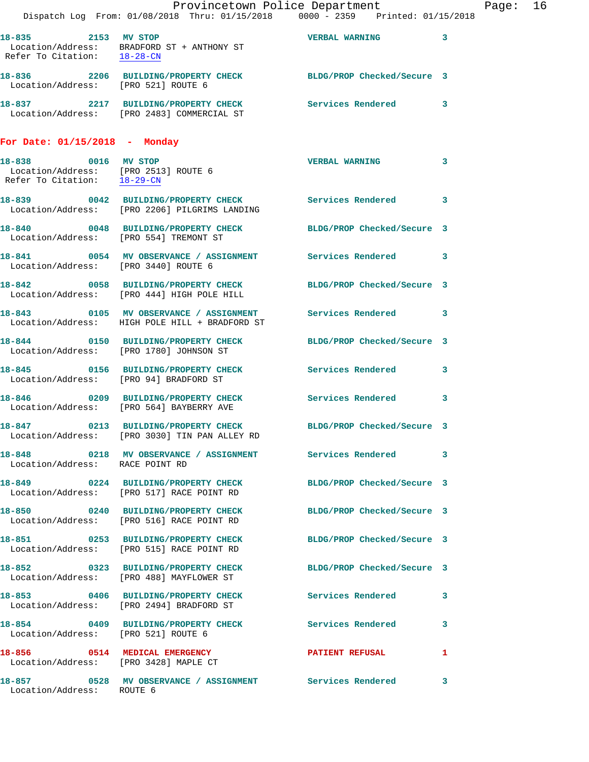18-835 2153 **MV STOP** VERBAL WARNING 3
Location/Address: BRADFORD ST + ANTHONY ST
Refer To Citation: 18-28-CN

18-836 2206 **BUILDING/PROPERTY CHECK** BLDG/PROP Checked/Secure 3
Location/Address: [PRO 521] ROUTE 6

18-837 2217 **BUILDING/PROPERTY CHECK** Services Rendered 3
Location/Address: [PRO 2483] COMMERCIAL ST

## For Date: 01/15/2018 - Monday

18-838 0016 **MV STOP** VERBAL WARNING 3
Location/Address: [PRO 2513] ROUTE 6
Refer To Citation: 18-29-CN

18-839 0042 **BUILDING/PROPERTY CHECK** Services Rendered 3
Location/Address: [PRO 2206] PILGRIMS LANDING

18-840 0048 **BUILDING/PROPERTY CHECK** BLDG/PROP Checked/Secure 3
Location/Address: [PRO 554] TREMONT ST

18-841 0054 **MV OBSERVANCE / ASSIGNMENT** Services Rendered 3
Location/Address: [PRO 3440] ROUTE 6

18-842 0058 **BUILDING/PROPERTY CHECK** BLDG/PROP Checked/Secure 3
Location/Address: [PRO 444] HIGH POLE HILL

18-843 0105 **MV OBSERVANCE / ASSIGNMENT** Services Rendered 3
Location/Address: HIGH POLE HILL + BRADFORD ST

18-844 0150 **BUILDING/PROPERTY CHECK** BLDG/PROP Checked/Secure 3
Location/Address: [PRO 1780] JOHNSON ST

18-845 0156 **BUILDING/PROPERTY CHECK** Services Rendered 3
Location/Address: [PRO 94] BRADFORD ST

18-846 0209 **BUILDING/PROPERTY CHECK** Services Rendered 3
Location/Address: [PRO 564] BAYBERRY AVE

18-847 0213 **BUILDING/PROPERTY CHECK** BLDG/PROP Checked/Secure 3
Location/Address: [PRO 3030] TIN PAN ALLEY RD

18-848 0218 **MV OBSERVANCE / ASSIGNMENT** Services Rendered 3
Location/Address: RACE POINT RD

18-849 0224 **BUILDING/PROPERTY CHECK** BLDG/PROP Checked/Secure 3
Location/Address: [PRO 517] RACE POINT RD

18-850 0240 **BUILDING/PROPERTY CHECK** BLDG/PROP Checked/Secure 3
Location/Address: [PRO 516] RACE POINT RD

18-851 0253 **BUILDING/PROPERTY CHECK** BLDG/PROP Checked/Secure 3
Location/Address: [PRO 515] RACE POINT RD

18-852 0323 **BUILDING/PROPERTY CHECK** BLDG/PROP Checked/Secure 3
Location/Address: [PRO 488] MAYFLOWER ST

18-853 0406 **BUILDING/PROPERTY CHECK** Services Rendered 3
Location/Address: [PRO 2494] BRADFORD ST

18-854 0409 **BUILDING/PROPERTY CHECK** Services Rendered 3
Location/Address: [PRO 521] ROUTE 6

18-856 0514 **MEDICAL EMERGENCY** PATIENT REFUSAL 1
Location/Address: [PRO 3428] MAPLE CT

18-857 0528 **MV OBSERVANCE / ASSIGNMENT** Services Rendered 3
Location/Address: ROUTE 6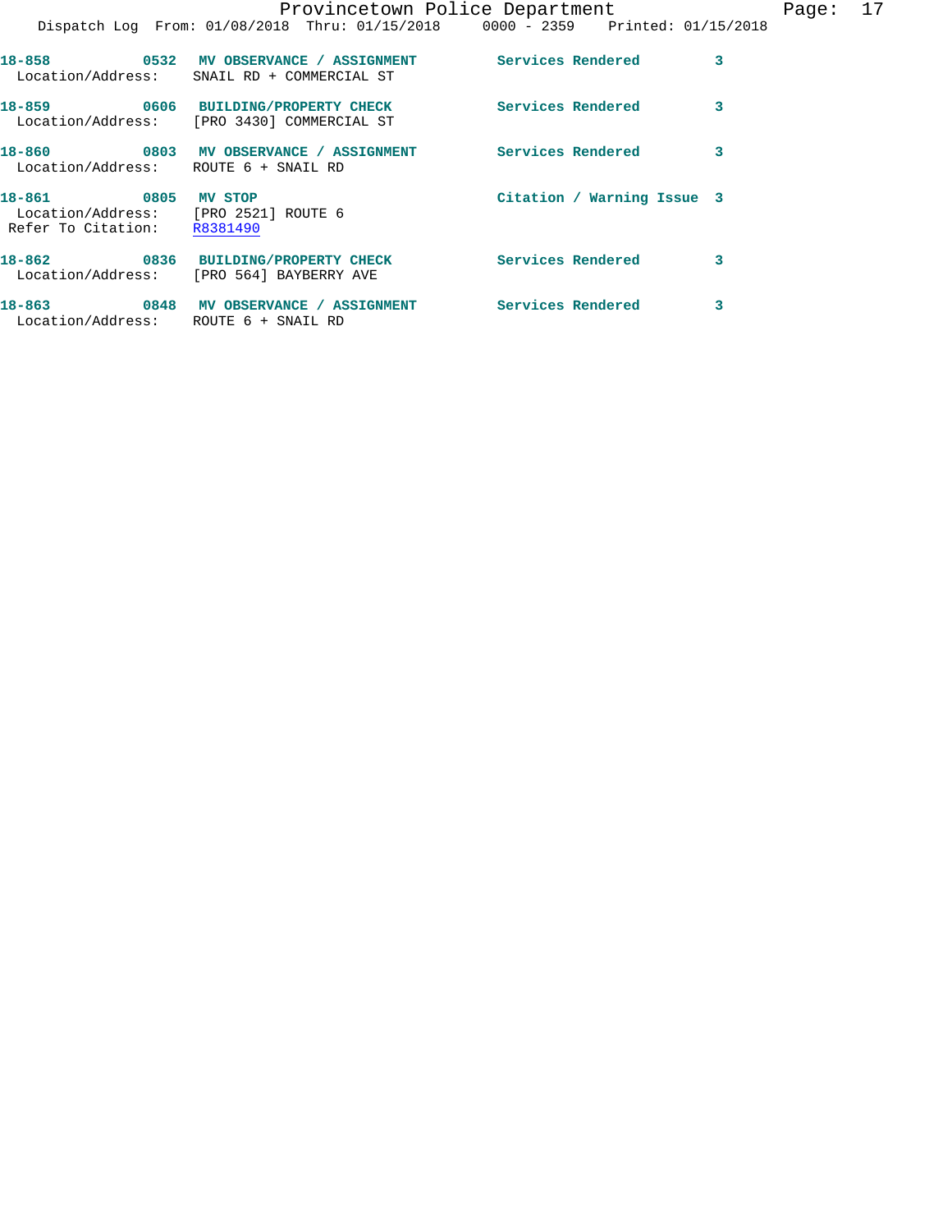18-858 0532 **MV OBSERVANCE / ASSIGNMENT** Services Rendered 3
Location/Address: SNAIL RD + COMMERCIAL ST

18-859 0606 **BUILDING/PROPERTY CHECK** Services Rendered 3
Location/Address: [PRO 3430] COMMERCIAL ST

18-860 0803 **MV OBSERVANCE / ASSIGNMENT** Services Rendered 3
Location/Address: ROUTE 6 + SNAIL RD

18-861 0805 **MV STOP** Citation / Warning Issue 3
Location/Address: [PRO 2521] ROUTE 6
Refer To Citation: R8381490

18-862 0836 **BUILDING/PROPERTY CHECK** Services Rendered 3
Location/Address: [PRO 564] BAYBERRY AVE

18-863 0848 **MV OBSERVANCE / ASSIGNMENT** Services Rendered 3
Location/Address: ROUTE 6 + SNAIL RD